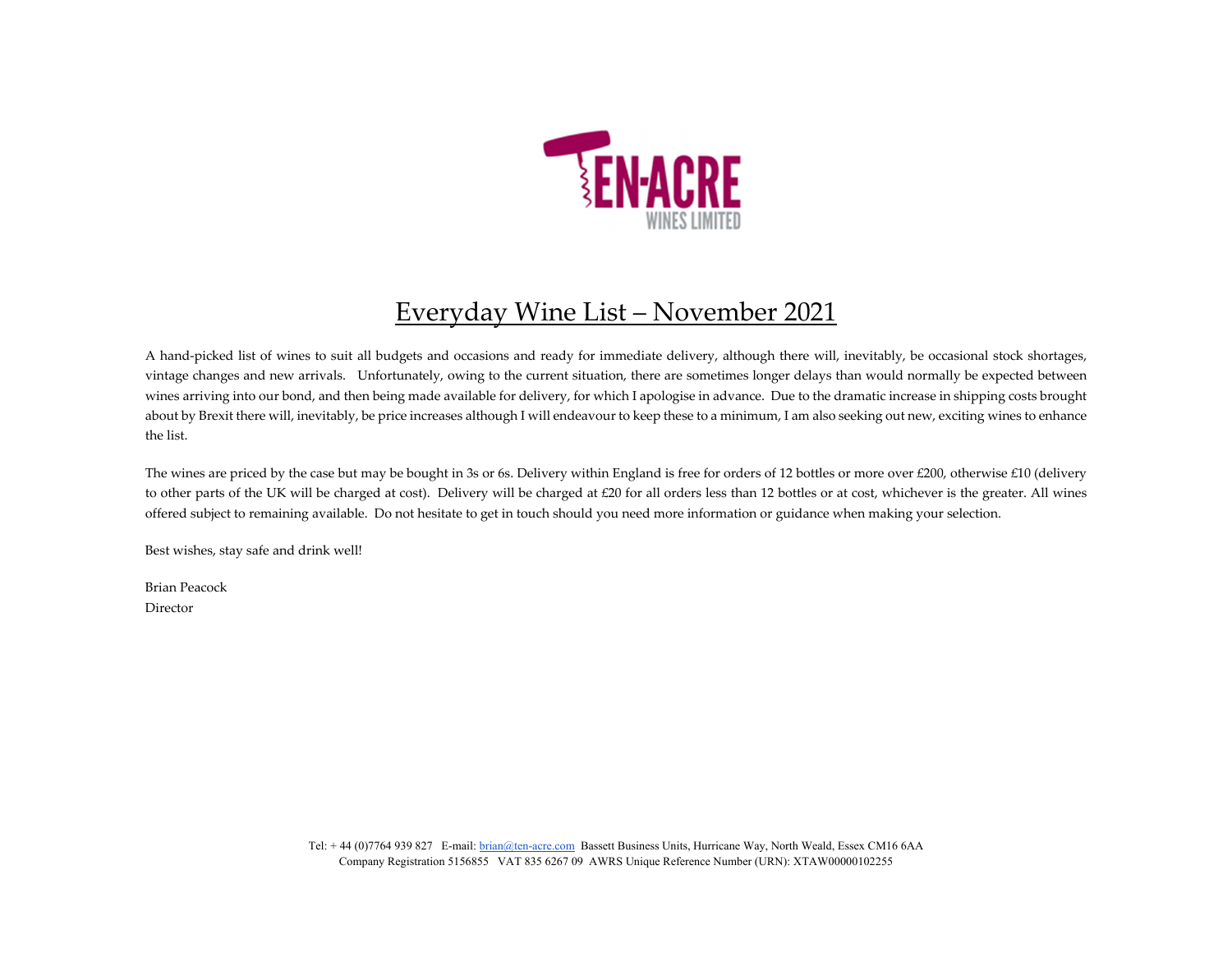# Everyday Wine List – November 2021

A hand-picked list of wines to suit all budgets and occasions and ready for immediate delivery, although there will, inevitably, be occasional stock shortages, vintage changes and new arrivals. Unfortunately, owing to the current situation, there are sometimes longer delays than would normally be expected between wines arriving into our bond, and then being made available for delivery, for which I apologise in advance. Due to the dramatic increase in shipping costs brought about by Brexit there will, inevitably, be price increases although I will endeavour to keep these to a minimum, I am also seeking out new, exciting wines to enhance the list.

The wines are priced by the case but may be bought in 3s or 6s. Delivery within England is free for orders of 12 bottles or more over £200, otherwise £10 (delivery to other parts of the UK will be charged at cost). Delivery will be charged at £20 for all orders less than 12 bottles or at cost, whichever is the greater. All wines offered subject to remaining available. Do not hesitate to get in touch should you need more information or guidance when making your selection.

Best wishes, stay safe and drink well!

Brian Peacock
Director

Tel: + 44 (0)7764 939 827 E-mail: brian@ten-acre.com Bassett Business Units, Hurricane Way, North Weald, Essex CM16 6AA
Company Registration 5156855 VAT 835 6267 09 AWRS Unique Reference Number (URN): XTAW00000102255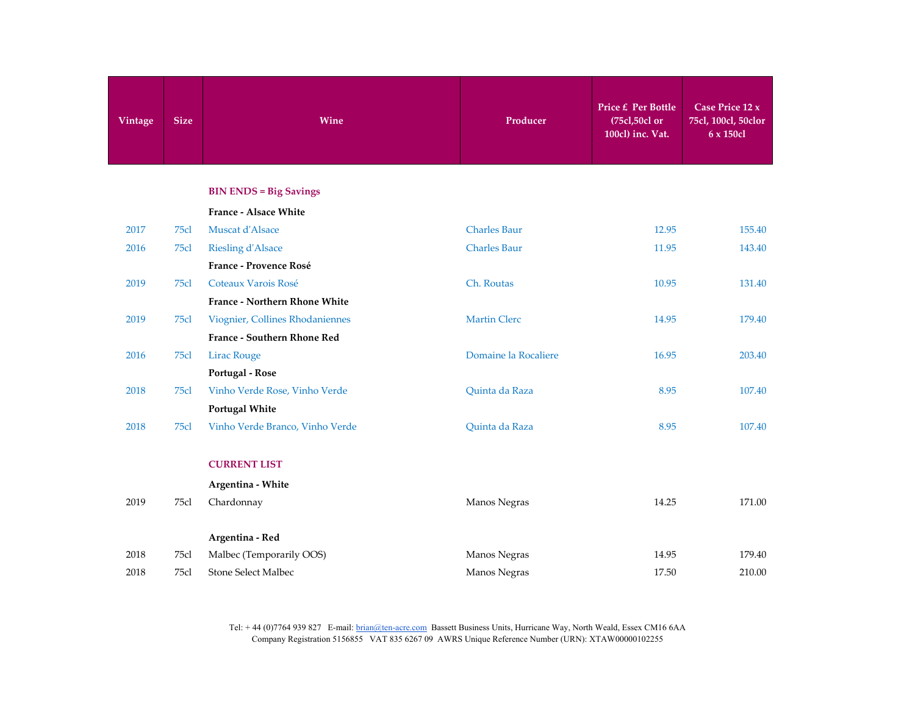| Vintage | Size | Wine | Producer | Price £ Per Bottle (75cl,50cl or 100cl) inc. Vat. | Case Price 12 x 75cl, 100cl, 50clor 6 x 150cl |
|---|---|---|---|---|---|
| | | **BIN ENDS = Big Savings** | | | |
| | | **France - Alsace White** | | | |
| 2017 | 75cl | Muscat d'Alsace | Charles Baur | 12.95 | 155.40 |
| 2016 | 75cl | Riesling d'Alsace | Charles Baur | 11.95 | 143.40 |
| | | **France - Provence Rosé** | | | |
| 2019 | 75cl | Coteaux Varois Rosé | Ch. Routas | 10.95 | 131.40 |
| | | **France - Northern Rhone White** | | | |
| 2019 | 75cl | Viognier, Collines Rhodaniennes | Martin Clerc | 14.95 | 179.40 |
| | | **France - Southern Rhone Red** | | | |
| 2016 | 75cl | Lirac Rouge | Domaine la Rocaliere | 16.95 | 203.40 |
| | | **Portugal - Rose** | | | |
| 2018 | 75cl | Vinho Verde Rose, Vinho Verde | Quinta da Raza | 8.95 | 107.40 |
| | | **Portugal White** | | | |
| 2018 | 75cl | Vinho Verde Branco, Vinho Verde | Quinta da Raza | 8.95 | 107.40 |
| | | **CURRENT LIST** | | | |
| | | **Argentina - White** | | | |
| 2019 | 75cl | Chardonnay | Manos Negras | 14.25 | 171.00 |
| | | **Argentina - Red** | | | |
| 2018 | 75cl | Malbec (Temporarily OOS) | Manos Negras | 14.95 | 179.40 |
| 2018 | 75cl | Stone Select Malbec | Manos Negras | 17.50 | 210.00 |

Tel: + 44 (0)7764 939 827 E-mail: brian@ten-acre.com Bassett Business Units, Hurricane Way, North Weald, Essex CM16 6AA
Company Registration 5156855 VAT 835 6267 09 AWRS Unique Reference Number (URN): XTAW00000102255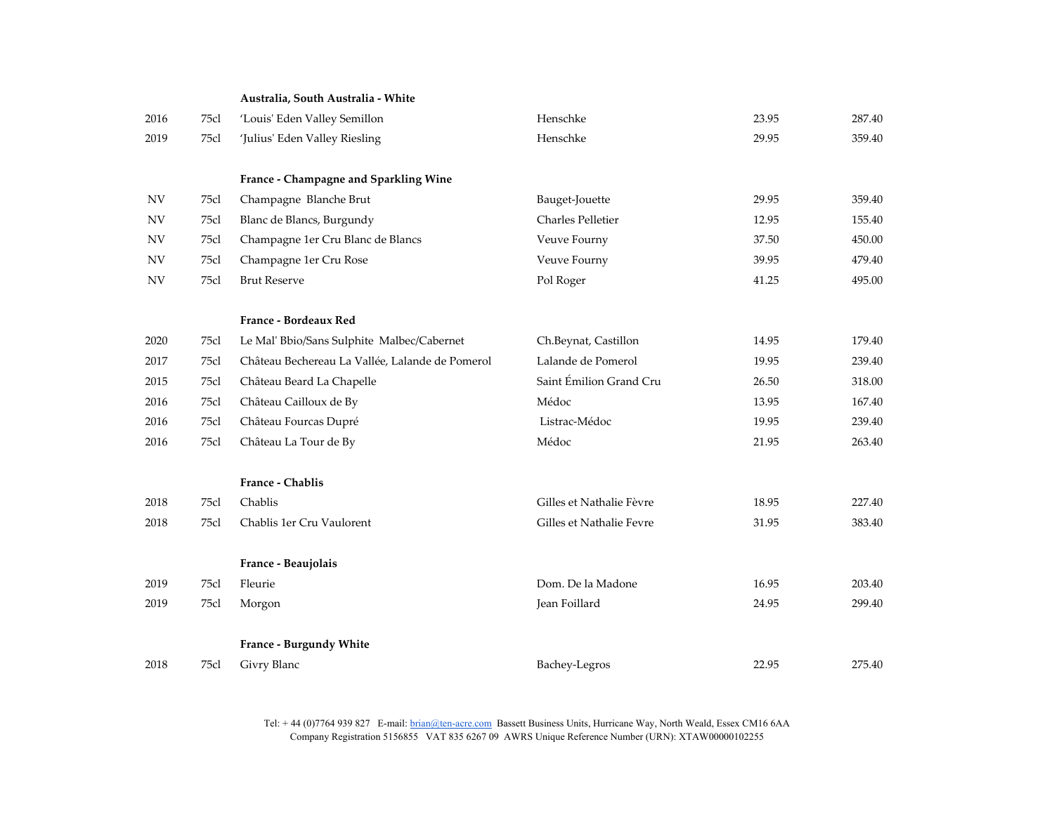| | | | | | |
|---|---|---|---|---|---|
| | | **Australia, South Australia - White** | | | |
| 2016 | 75cl | 'Louis' Eden Valley Semillon | Henschke | 23.95 | 287.40 |
| 2019 | 75cl | 'Julius' Eden Valley Riesling | Henschke | 29.95 | 359.40 |
| | | **France - Champagne and Sparkling Wine** | | | |
| NV | 75cl | Champagne Blanche Brut | Bauget-Jouette | 29.95 | 359.40 |
| NV | 75cl | Blanc de Blancs, Burgundy | Charles Pelletier | 12.95 | 155.40 |
| NV | 75cl | Champagne 1er Cru Blanc de Blancs | Veuve Fourny | 37.50 | 450.00 |
| NV | 75cl | Champagne 1er Cru Rose | Veuve Fourny | 39.95 | 479.40 |
| NV | 75cl | Brut Reserve | Pol Roger | 41.25 | 495.00 |
| | | **France - Bordeaux Red** | | | |
| 2020 | 75cl | Le Mal' Bbio/Sans Sulphite Malbec/Cabernet | Ch.Beynat, Castillon | 14.95 | 179.40 |
| 2017 | 75cl | Château Bechereau La Vallée, Lalande de Pomerol | Lalande de Pomerol | 19.95 | 239.40 |
| 2015 | 75cl | Château Beard La Chapelle | Saint Émilion Grand Cru | 26.50 | 318.00 |
| 2016 | 75cl | Château Cailloux de By | Médoc | 13.95 | 167.40 |
| 2016 | 75cl | Château Fourcas Dupré | Listrac-Médoc | 19.95 | 239.40 |
| 2016 | 75cl | Château La Tour de By | Médoc | 21.95 | 263.40 |
| | | **France - Chablis** | | | |
| 2018 | 75cl | Chablis | Gilles et Nathalie Fèvre | 18.95 | 227.40 |
| 2018 | 75cl | Chablis 1er Cru Vaulorent | Gilles et Nathalie Fevre | 31.95 | 383.40 |
| | | **France - Beaujolais** | | | |
| 2019 | 75cl | Fleurie | Dom. De la Madone | 16.95 | 203.40 |
| 2019 | 75cl | Morgon | Jean Foillard | 24.95 | 299.40 |
| | | **France - Burgundy White** | | | |
| 2018 | 75cl | Givry Blanc | Bachey-Legros | 22.95 | 275.40 |

Tel: + 44 (0)7764 939 827 E-mail: brian@ten-acre.com Bassett Business Units, Hurricane Way, North Weald, Essex CM16 6AA
Company Registration 5156855 VAT 835 6267 09 AWRS Unique Reference Number (URN): XTAW00000102255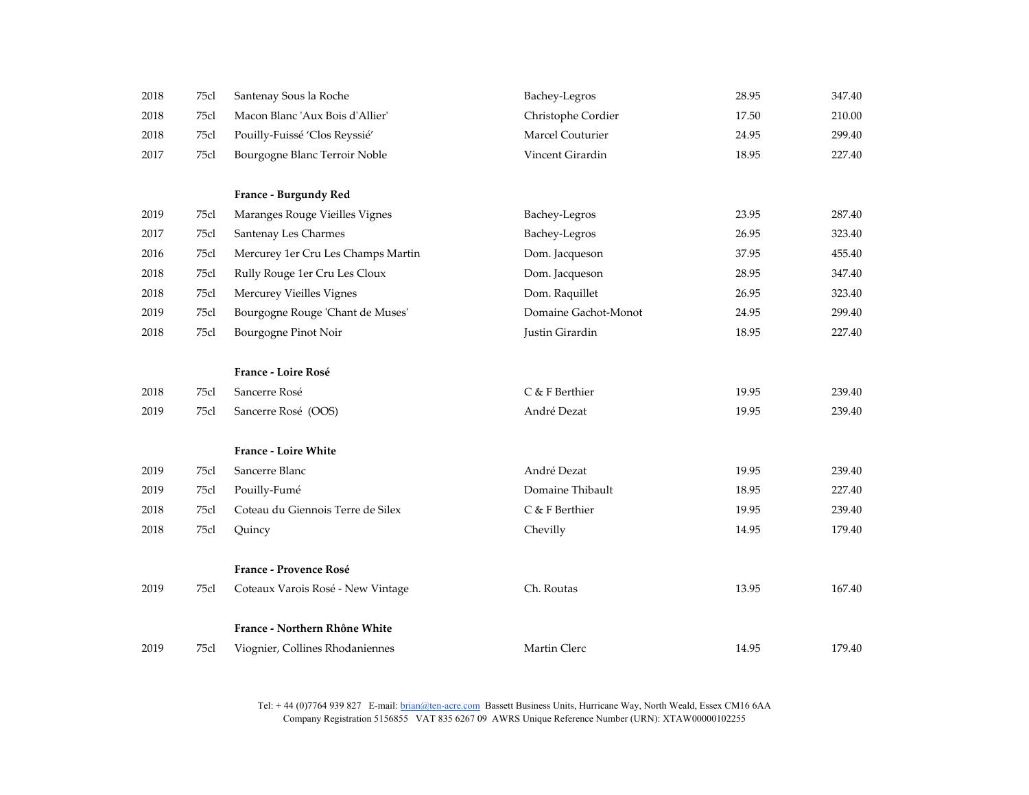| | | | | | |
|---|---|---|---|---|---|
| 2018 | 75cl | Santenay Sous la Roche | Bachey-Legros | 28.95 | 347.40 |
| 2018 | 75cl | Macon Blanc 'Aux Bois d'Allier' | Christophe Cordier | 17.50 | 210.00 |
| 2018 | 75cl | Pouilly-Fuissé 'Clos Reyssié' | Marcel Couturier | 24.95 | 299.40 |
| 2017 | 75cl | Bourgogne Blanc Terroir Noble | Vincent Girardin | 18.95 | 227.40 |
| | | **France - Burgundy Red** | | | |
| 2019 | 75cl | Maranges Rouge Vieilles Vignes | Bachey-Legros | 23.95 | 287.40 |
| 2017 | 75cl | Santenay Les Charmes | Bachey-Legros | 26.95 | 323.40 |
| 2016 | 75cl | Mercurey 1er Cru Les Champs Martin | Dom. Jacqueson | 37.95 | 455.40 |
| 2018 | 75cl | Rully Rouge 1er Cru Les Cloux | Dom. Jacqueson | 28.95 | 347.40 |
| 2018 | 75cl | Mercurey Vieilles Vignes | Dom. Raquillet | 26.95 | 323.40 |
| 2019 | 75cl | Bourgogne Rouge 'Chant de Muses' | Domaine Gachot-Monot | 24.95 | 299.40 |
| 2018 | 75cl | Bourgogne Pinot Noir | Justin Girardin | 18.95 | 227.40 |
| | | **France - Loire Rosé** | | | |
| 2018 | 75cl | Sancerre Rosé | C & F Berthier | 19.95 | 239.40 |
| 2019 | 75cl | Sancerre Rosé (OOS) | André Dezat | 19.95 | 239.40 |
| | | **France - Loire White** | | | |
| 2019 | 75cl | Sancerre Blanc | André Dezat | 19.95 | 239.40 |
| 2019 | 75cl | Pouilly-Fumé | Domaine Thibault | 18.95 | 227.40 |
| 2018 | 75cl | Coteau du Giennois Terre de Silex | C & F Berthier | 19.95 | 239.40 |
| 2018 | 75cl | Quincy | Chevilly | 14.95 | 179.40 |
| | | **France - Provence Rosé** | | | |
| 2019 | 75cl | Coteaux Varois Rosé - New Vintage | Ch. Routas | 13.95 | 167.40 |
| | | **France - Northern Rhône White** | | | |
| 2019 | 75cl | Viognier, Collines Rhodaniennes | Martin Clerc | 14.95 | 179.40 |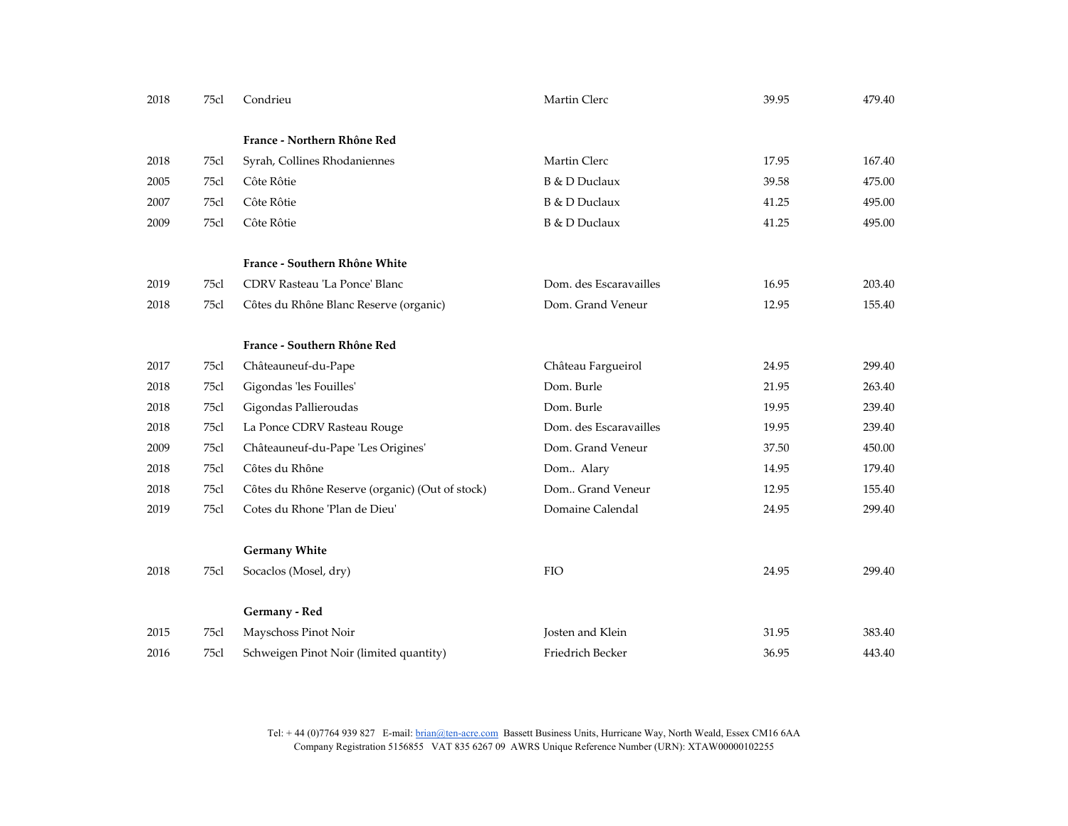| | | | | | |
|---|---|---|---|---|---|
| 2018 | 75cl | Condrieu | Martin Clerc | 39.95 | 479.40 |
| | | **France - Northern Rhône Red** | | | |
| 2018 | 75cl | Syrah, Collines Rhodaniennes | Martin Clerc | 17.95 | 167.40 |
| 2005 | 75cl | Côte Rôtie | B & D Duclaux | 39.58 | 475.00 |
| 2007 | 75cl | Côte Rôtie | B & D Duclaux | 41.25 | 495.00 |
| 2009 | 75cl | Côte Rôtie | B & D Duclaux | 41.25 | 495.00 |
| | | **France - Southern Rhône White** | | | |
| 2019 | 75cl | CDRV Rasteau 'La Ponce' Blanc | Dom. des Escaravailles | 16.95 | 203.40 |
| 2018 | 75cl | Côtes du Rhône Blanc Reserve (organic) | Dom. Grand Veneur | 12.95 | 155.40 |
| | | **France - Southern Rhône Red** | | | |
| 2017 | 75cl | Châteauneuf-du-Pape | Château Fargueirol | 24.95 | 299.40 |
| 2018 | 75cl | Gigondas 'les Fouilles' | Dom. Burle | 21.95 | 263.40 |
| 2018 | 75cl | Gigondas Pallieroudas | Dom. Burle | 19.95 | 239.40 |
| 2018 | 75cl | La Ponce CDRV Rasteau Rouge | Dom. des Escaravailles | 19.95 | 239.40 |
| 2009 | 75cl | Châteauneuf-du-Pape 'Les Origines' | Dom. Grand Veneur | 37.50 | 450.00 |
| 2018 | 75cl | Côtes du Rhône | Dom.. Alary | 14.95 | 179.40 |
| 2018 | 75cl | Côtes du Rhône Reserve (organic) (Out of stock) | Dom.. Grand Veneur | 12.95 | 155.40 |
| 2019 | 75cl | Cotes du Rhone 'Plan de Dieu' | Domaine Calendal | 24.95 | 299.40 |
| | | **Germany White** | | | |
| 2018 | 75cl | Socaclos (Mosel, dry) | FIO | 24.95 | 299.40 |
| | | **Germany - Red** | | | |
| 2015 | 75cl | Mayschoss Pinot Noir | Josten and Klein | 31.95 | 383.40 |
| 2016 | 75cl | Schweigen Pinot Noir (limited quantity) | Friedrich Becker | 36.95 | 443.40 |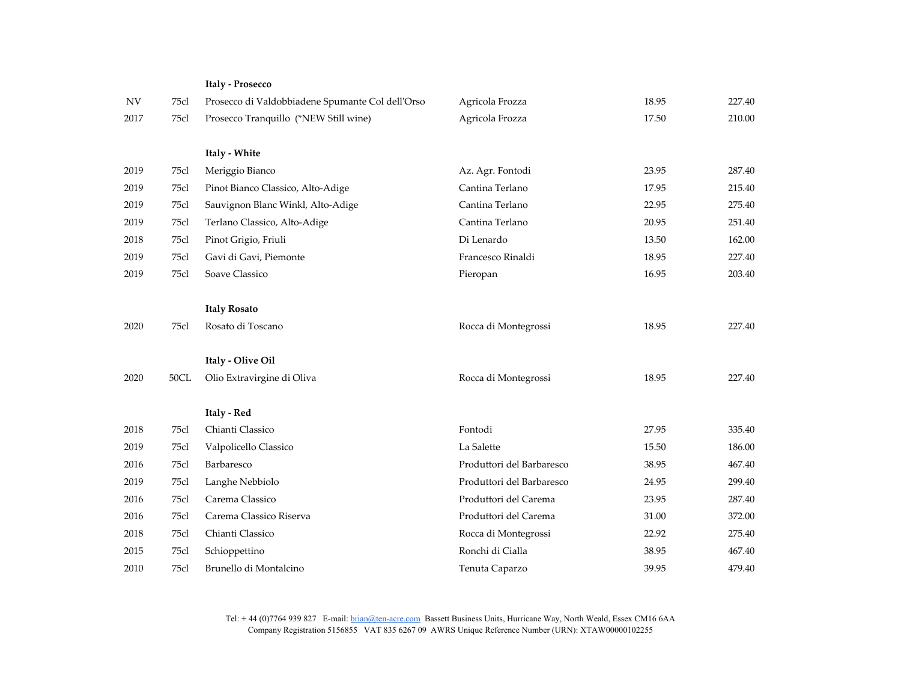| | | | | | |
|---|---|---|---|---|---|
| | | **Italy - Prosecco** | | | |
| NV | 75cl | Prosecco di Valdobbiadene Spumante Col dell'Orso | Agricola Frozza | 18.95 | 227.40 |
| 2017 | 75cl | Prosecco Tranquillo (*NEW Still wine) | Agricola Frozza | 17.50 | 210.00 |
| | | **Italy - White** | | | |
| 2019 | 75cl | Meriggio Bianco | Az. Agr. Fontodi | 23.95 | 287.40 |
| 2019 | 75cl | Pinot Bianco Classico, Alto-Adige | Cantina Terlano | 17.95 | 215.40 |
| 2019 | 75cl | Sauvignon Blanc Winkl, Alto-Adige | Cantina Terlano | 22.95 | 275.40 |
| 2019 | 75cl | Terlano Classico, Alto-Adige | Cantina Terlano | 20.95 | 251.40 |
| 2018 | 75cl | Pinot Grigio, Friuli | Di Lenardo | 13.50 | 162.00 |
| 2019 | 75cl | Gavi di Gavi, Piemonte | Francesco Rinaldi | 18.95 | 227.40 |
| 2019 | 75cl | Soave Classico | Pieropan | 16.95 | 203.40 |
| | | **Italy Rosato** | | | |
| 2020 | 75cl | Rosato di Toscano | Rocca di Montegrossi | 18.95 | 227.40 |
| | | **Italy - Olive Oil** | | | |
| 2020 | 50CL | Olio Extravirgine di Oliva | Rocca di Montegrossi | 18.95 | 227.40 |
| | | **Italy - Red** | | | |
| 2018 | 75cl | Chianti Classico | Fontodi | 27.95 | 335.40 |
| 2019 | 75cl | Valpolicello Classico | La Salette | 15.50 | 186.00 |
| 2016 | 75cl | Barbaresco | Produttori del Barbaresco | 38.95 | 467.40 |
| 2019 | 75cl | Langhe Nebbiolo | Produttori del Barbaresco | 24.95 | 299.40 |
| 2016 | 75cl | Carema Classico | Produttori del Carema | 23.95 | 287.40 |
| 2016 | 75cl | Carema Classico Riserva | Produttori del Carema | 31.00 | 372.00 |
| 2018 | 75cl | Chianti Classico | Rocca di Montegrossi | 22.92 | 275.40 |
| 2015 | 75cl | Schioppettino | Ronchi di Cialla | 38.95 | 467.40 |
| 2010 | 75cl | Brunello di Montalcino | Tenuta Caparzo | 39.95 | 479.40 |

Tel: + 44 (0)7764 939 827 E-mail: brian@ten-acre.com Bassett Business Units, Hurricane Way, North Weald, Essex CM16 6AA
Company Registration 5156855 VAT 835 6267 09 AWRS Unique Reference Number (URN): XTAW00000102255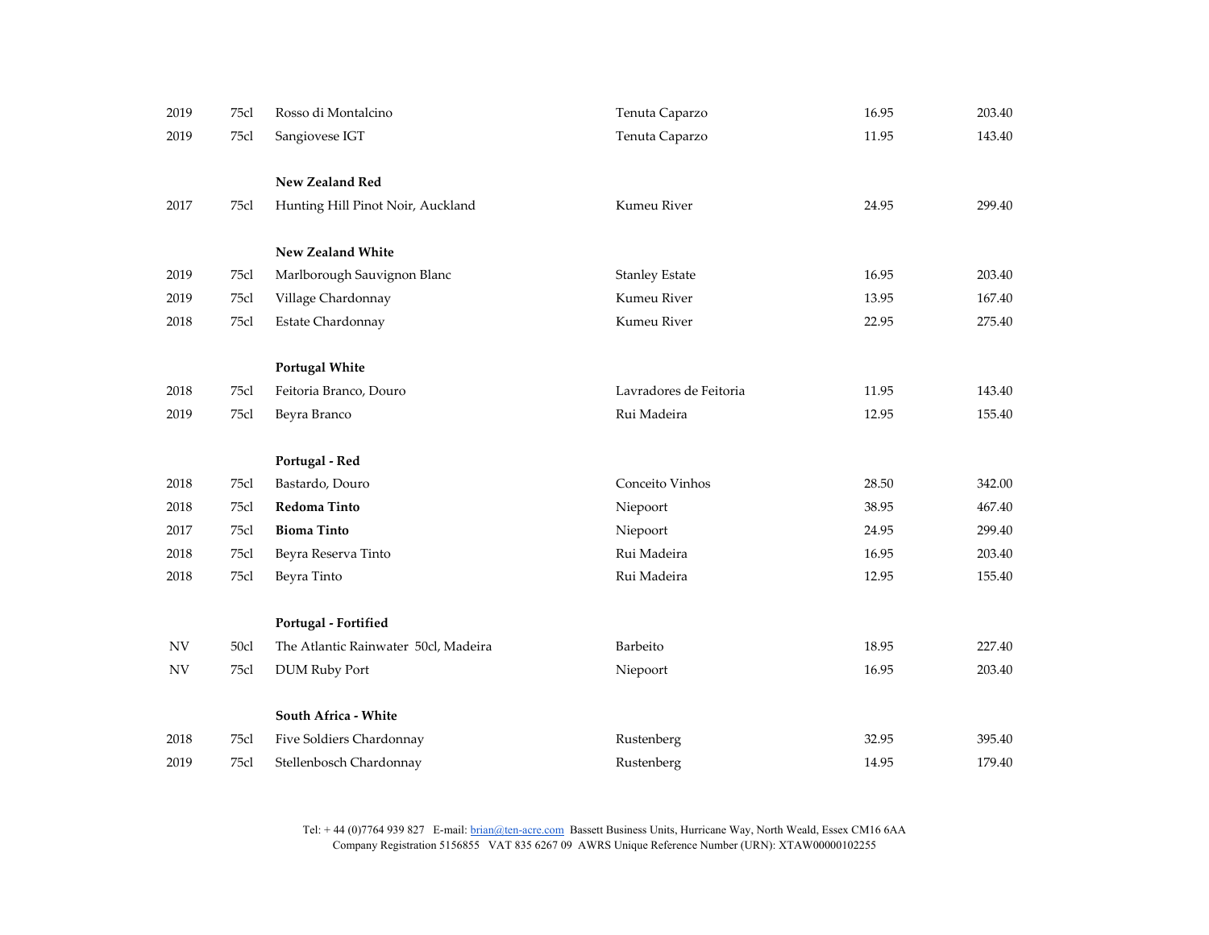| | | | | | |
|---|---|---|---|---|---|
| 2019 | 75cl | Rosso di Montalcino | Tenuta Caparzo | 16.95 | 203.40 |
| 2019 | 75cl | Sangiovese IGT | Tenuta Caparzo | 11.95 | 143.40 |
| | | **New Zealand Red** | | | |
| 2017 | 75cl | Hunting Hill Pinot Noir, Auckland | Kumeu River | 24.95 | 299.40 |
| | | **New Zealand White** | | | |
| 2019 | 75cl | Marlborough Sauvignon Blanc | Stanley Estate | 16.95 | 203.40 |
| 2019 | 75cl | Village Chardonnay | Kumeu River | 13.95 | 167.40 |
| 2018 | 75cl | Estate Chardonnay | Kumeu River | 22.95 | 275.40 |
| | | **Portugal White** | | | |
| 2018 | 75cl | Feitoria Branco, Douro | Lavradores de Feitoria | 11.95 | 143.40 |
| 2019 | 75cl | Beyra Branco | Rui Madeira | 12.95 | 155.40 |
| | | **Portugal - Red** | | | |
| 2018 | 75cl | Bastardo, Douro | Conceito Vinhos | 28.50 | 342.00 |
| 2018 | 75cl | **Redoma Tinto** | Niepoort | 38.95 | 467.40 |
| 2017 | 75cl | **Bioma Tinto** | Niepoort | 24.95 | 299.40 |
| 2018 | 75cl | Beyra Reserva Tinto | Rui Madeira | 16.95 | 203.40 |
| 2018 | 75cl | Beyra Tinto | Rui Madeira | 12.95 | 155.40 |
| | | **Portugal - Fortified** | | | |
| NV | 50cl | The Atlantic Rainwater 50cl, Madeira | Barbeito | 18.95 | 227.40 |
| NV | 75cl | DUM Ruby Port | Niepoort | 16.95 | 203.40 |
| | | **South Africa - White** | | | |
| 2018 | 75cl | Five Soldiers Chardonnay | Rustenberg | 32.95 | 395.40 |
| 2019 | 75cl | Stellenbosch Chardonnay | Rustenberg | 14.95 | 179.40 |

Tel: + 44 (0)7764 939 827 E-mail: brian@ten-acre.com Bassett Business Units, Hurricane Way, North Weald, Essex CM16 6AA
Company Registration 5156855 VAT 835 6267 09 AWRS Unique Reference Number (URN): XTAW00000102255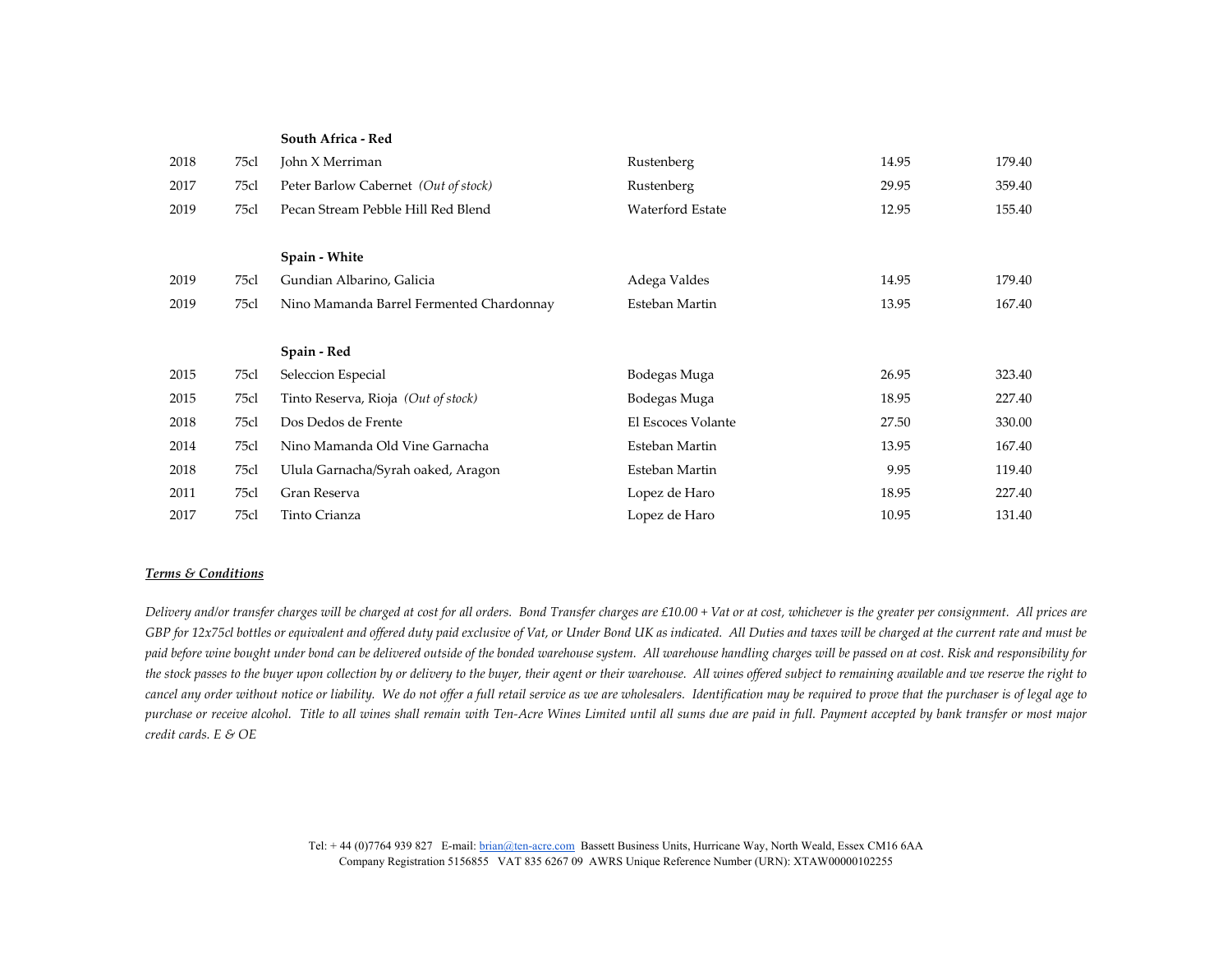| | | | | | |
|---|---|---|---|---|---|
| | | **South Africa - Red** | | | |
| 2018 | 75cl | John X Merriman | Rustenberg | 14.95 | 179.40 |
| 2017 | 75cl | Peter Barlow Cabernet *(Out of stock)* | Rustenberg | 29.95 | 359.40 |
| 2019 | 75cl | Pecan Stream Pebble Hill Red Blend | Waterford Estate | 12.95 | 155.40 |
| | | **Spain - White** | | | |
| 2019 | 75cl | Gundian Albarino, Galicia | Adega Valdes | 14.95 | 179.40 |
| 2019 | 75cl | Nino Mamanda Barrel Fermented Chardonnay | Esteban Martin | 13.95 | 167.40 |
| | | **Spain - Red** | | | |
| 2015 | 75cl | Seleccion Especial | Bodegas Muga | 26.95 | 323.40 |
| 2015 | 75cl | Tinto Reserva, Rioja *(Out of stock)* | Bodegas Muga | 18.95 | 227.40 |
| 2018 | 75cl | Dos Dedos de Frente | El Escoces Volante | 27.50 | 330.00 |
| 2014 | 75cl | Nino Mamanda Old Vine Garnacha | Esteban Martin | 13.95 | 167.40 |
| 2018 | 75cl | Ulula Garnacha/Syrah oaked, Aragon | Esteban Martin | 9.95 | 119.40 |
| 2011 | 75cl | Gran Reserva | Lopez de Haro | 18.95 | 227.40 |
| 2017 | 75cl | Tinto Crianza | Lopez de Haro | 10.95 | 131.40 |

***Terms & Conditions***

*Delivery and/or transfer charges will be charged at cost for all orders. Bond Transfer charges are £10.00 + Vat or at cost, whichever is the greater per consignment. All prices are GBP for 12x75cl bottles or equivalent and offered duty paid exclusive of Vat, or Under Bond UK as indicated. All Duties and taxes will be charged at the current rate and must be paid before wine bought under bond can be delivered outside of the bonded warehouse system. All warehouse handling charges will be passed on at cost. Risk and responsibility for the stock passes to the buyer upon collection by or delivery to the buyer, their agent or their warehouse. All wines offered subject to remaining available and we reserve the right to cancel any order without notice or liability. We do not offer a full retail service as we are wholesalers. Identification may be required to prove that the purchaser is of legal age to purchase or receive alcohol. Title to all wines shall remain with Ten-Acre Wines Limited until all sums due are paid in full. Payment accepted by bank transfer or most major credit cards. E & OE*

Tel: + 44 (0)7764 939 827 E-mail: brian@ten-acre.com Bassett Business Units, Hurricane Way, North Weald, Essex CM16 6AA
Company Registration 5156855 VAT 835 6267 09 AWRS Unique Reference Number (URN): XTAW00000102255